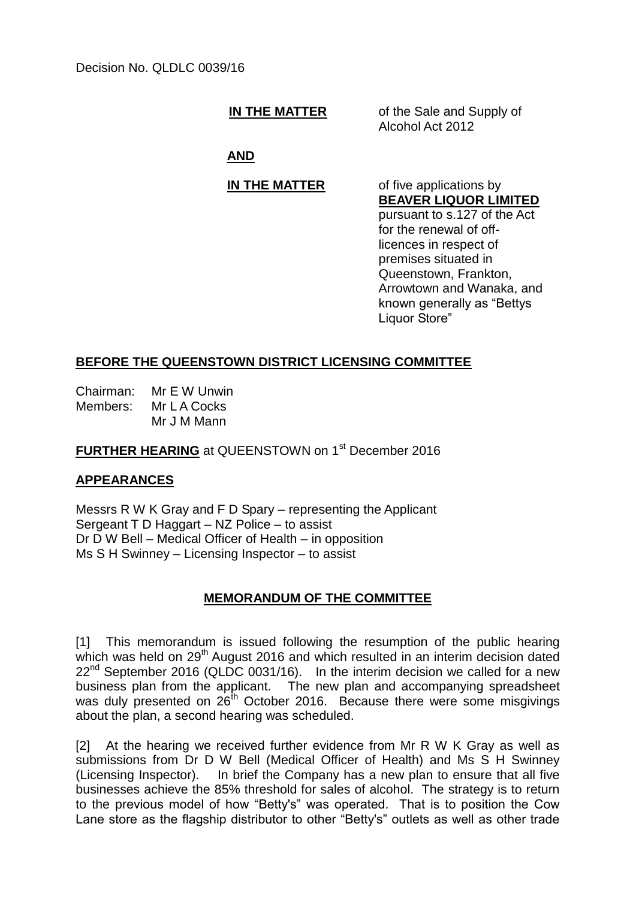Decision No. QLDLC 0039/16

**IN THE MATTER** of the Sale and Supply of Alcohol Act 2012

**AND**

**IN THE MATTER** of five applications by **BEAVER LIQUOR LIMITED** pursuant to s.127 of the Act for the renewal of off-licences in respect of premises situated in Queenstown, Frankton, Arrowtown and Wanaka, and known generally as "Bettys Liquor Store"

## BEFORE THE QUEENSTOWN DISTRICT LICENSING COMMITTEE

Chairman: Mr E W Unwin
Members: Mr L A Cocks
Mr J M Mann

**FURTHER HEARING** at QUEENSTOWN on 1st December 2016

## APPEARANCES

Messrs R W K Gray and F D Spary – representing the Applicant
Sergeant T D Haggart – NZ Police – to assist
Dr D W Bell – Medical Officer of Health – in opposition
Ms S H Swinney – Licensing Inspector – to assist

## MEMORANDUM OF THE COMMITTEE

[1] This memorandum is issued following the resumption of the public hearing which was held on 29th August 2016 and which resulted in an interim decision dated 22nd September 2016 (QLDC 0031/16). In the interim decision we called for a new business plan from the applicant. The new plan and accompanying spreadsheet was duly presented on 26th October 2016. Because there were some misgivings about the plan, a second hearing was scheduled.

[2] At the hearing we received further evidence from Mr R W K Gray as well as submissions from Dr D W Bell (Medical Officer of Health) and Ms S H Swinney (Licensing Inspector). In brief the Company has a new plan to ensure that all five businesses achieve the 85% threshold for sales of alcohol. The strategy is to return to the previous model of how "Betty's" was operated. That is to position the Cow Lane store as the flagship distributor to other "Betty's" outlets as well as other trade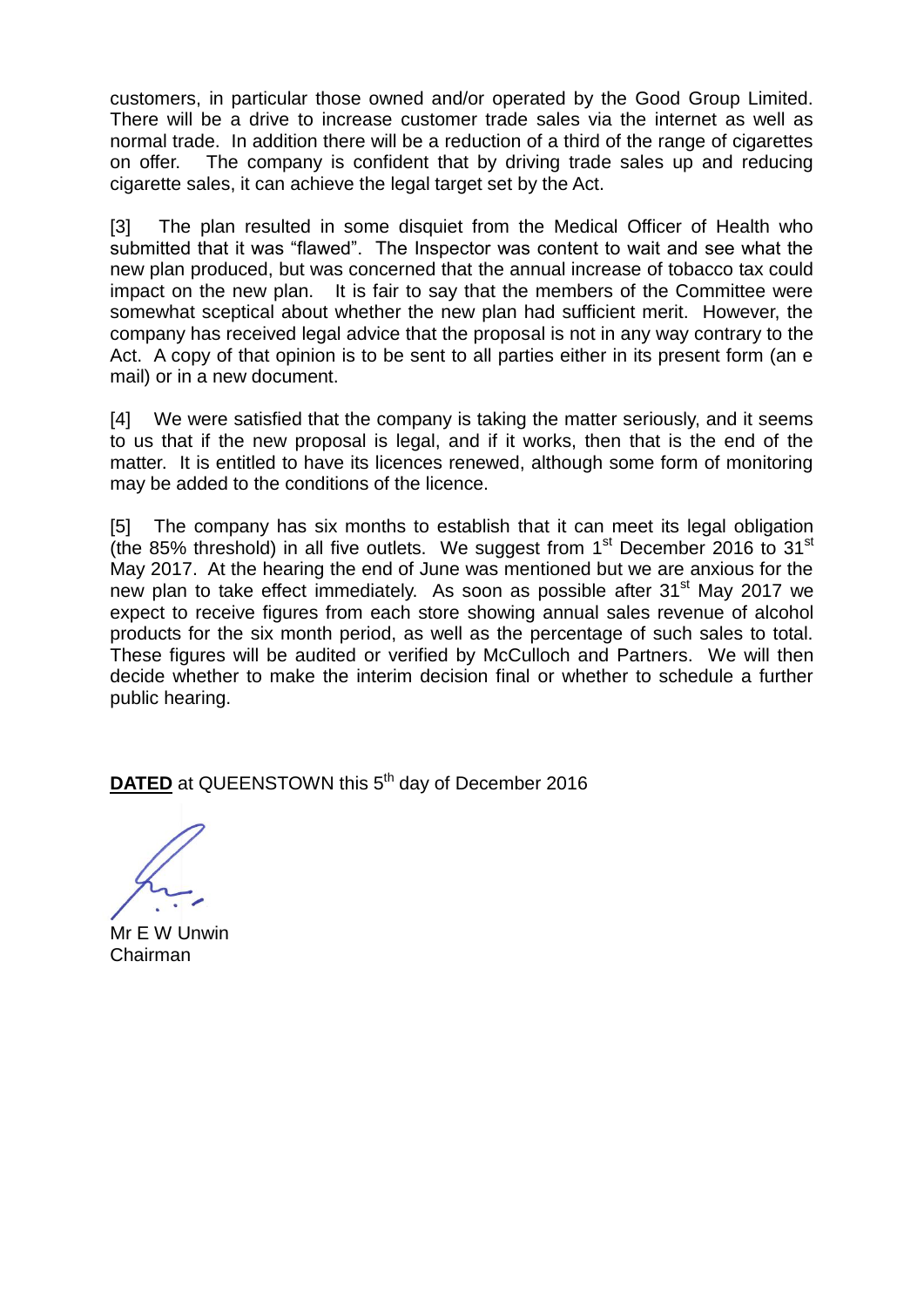customers, in particular those owned and/or operated by the Good Group Limited. There will be a drive to increase customer trade sales via the internet as well as normal trade. In addition there will be a reduction of a third of the range of cigarettes on offer. The company is confident that by driving trade sales up and reducing cigarette sales, it can achieve the legal target set by the Act.

[3] The plan resulted in some disquiet from the Medical Officer of Health who submitted that it was "flawed". The Inspector was content to wait and see what the new plan produced, but was concerned that the annual increase of tobacco tax could impact on the new plan. It is fair to say that the members of the Committee were somewhat sceptical about whether the new plan had sufficient merit. However, the company has received legal advice that the proposal is not in any way contrary to the Act. A copy of that opinion is to be sent to all parties either in its present form (an e mail) or in a new document.

[4] We were satisfied that the company is taking the matter seriously, and it seems to us that if the new proposal is legal, and if it works, then that is the end of the matter. It is entitled to have its licences renewed, although some form of monitoring may be added to the conditions of the licence.

[5] The company has six months to establish that it can meet its legal obligation (the 85% threshold) in all five outlets. We suggest from 1st December 2016 to 31st May 2017. At the hearing the end of June was mentioned but we are anxious for the new plan to take effect immediately. As soon as possible after 31st May 2017 we expect to receive figures from each store showing annual sales revenue of alcohol products for the six month period, as well as the percentage of such sales to total. These figures will be audited or verified by McCulloch and Partners. We will then decide whether to make the interim decision final or whether to schedule a further public hearing.

**DATED** at QUEENSTOWN this 5th day of December 2016

Mr E W Unwin
Chairman